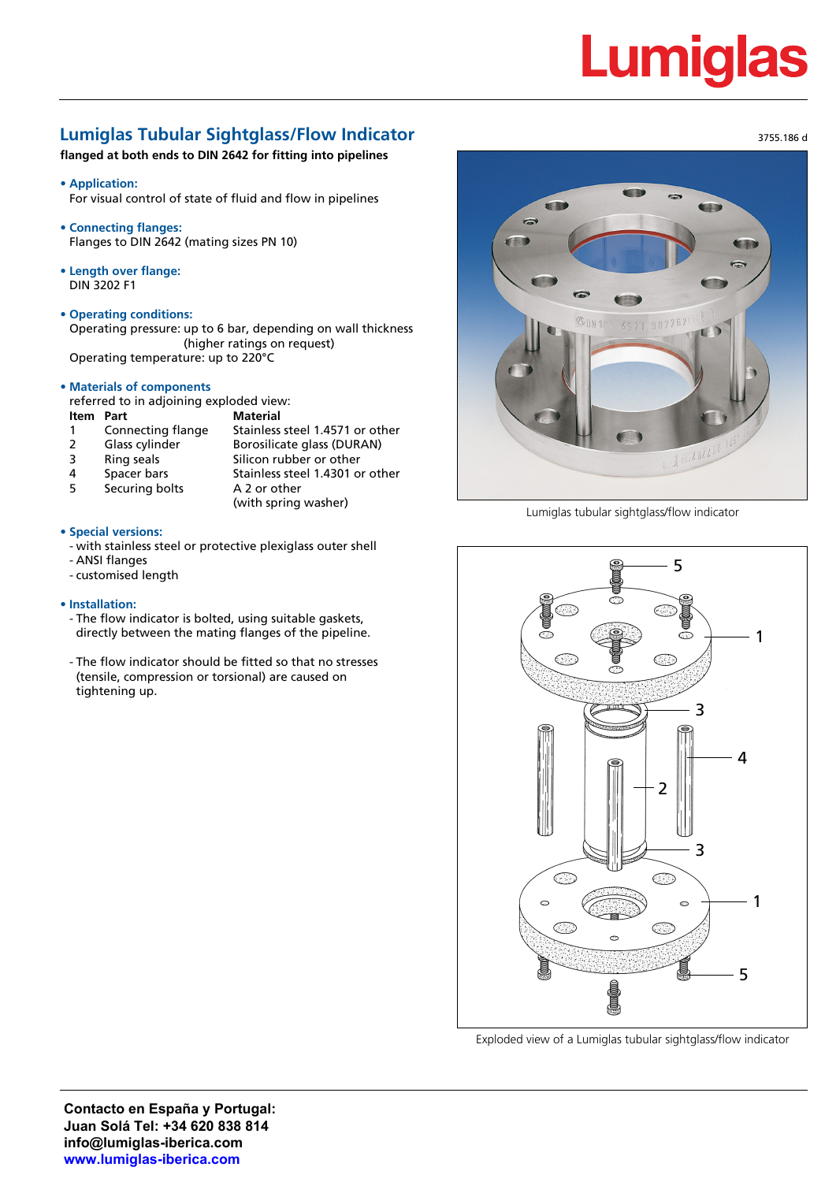# Lumiglas

3755.186 d

## Lumiglas Tubular Sightglass/Flow Indicator

**flanged at both ends to DIN 2642 for fitting into pipelines**

- **Application:**
  For visual control of state of fluid and flow in pipelines

- **Connecting flanges:**
  Flanges to DIN 2642 (mating sizes PN 10)

- **Length over flange:**
  DIN 3202 F1

- **Operating conditions:**
  Operating pressure: up to 6 bar, depending on wall thickness (higher ratings on request)
  Operating temperature: up to 220°C

- **Materials of components**
  referred to in adjoining exploded view:

| Item | Part | Material |
|---|---|---|
| 1 | Connecting flange | Stainless steel 1.4571 or other |
| 2 | Glass cylinder | Borosilicate glass (DURAN) |
| 3 | Ring seals | Silicon rubber or other |
| 4 | Spacer bars | Stainless steel 1.4301 or other |
| 5 | Securing bolts | A 2 or other (with spring washer) |

- **Special versions:**
  - with stainless steel or protective plexiglass outer shell
  - ANSI flanges
  - customised length

- **Installation:**
  - The flow indicator is bolted, using suitable gaskets, directly between the mating flanges of the pipeline.
  - The flow indicator should be fitted so that no stresses (tensile, compression or torsional) are caused on tightening up.

Lumiglas tubular sightglass/flow indicator

Exploded view of a Lumiglas tubular sightglass/flow indicator

**Contacto en España y Portugal:**
**Juan Solá Tel: +34 620 838 814**
**info@lumiglas-iberica.com**
**www.lumiglas-iberica.com**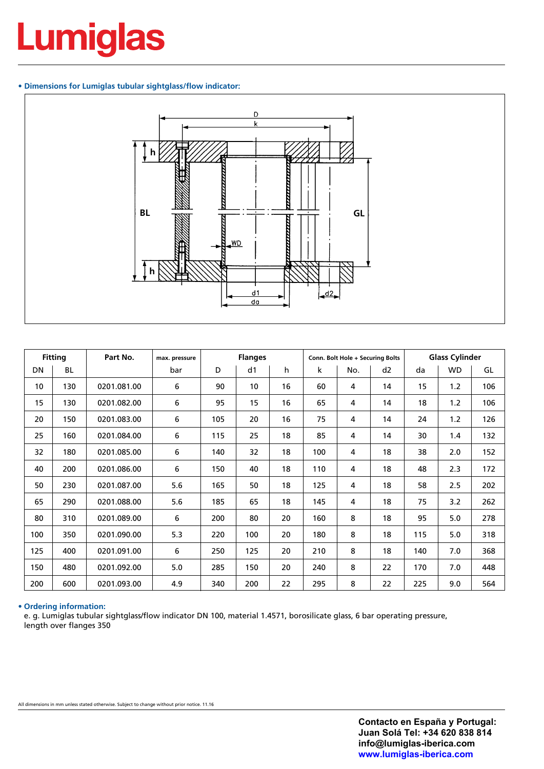# Lumiglas

- **Dimensions for Lumiglas tubular sightglass/flow indicator:**

D
k
h
BL
GL
WD
h
d1
da
d2

| Fitting | | Part No. | max. pressure | Flanges | | | Conn. Bolt Hole + Securing Bolts | | | Glass Cylinder | | |
|---|---|---|---|---|---|---|---|---|---|---|---|---|
| DN | BL | | bar | D | d1 | h | k | No. | d2 | da | WD | GL |
| 10 | 130 | 0201.081.00 | 6 | 90 | 10 | 16 | 60 | 4 | 14 | 15 | 1.2 | 106 |
| 15 | 130 | 0201.082.00 | 6 | 95 | 15 | 16 | 65 | 4 | 14 | 18 | 1.2 | 106 |
| 20 | 150 | 0201.083.00 | 6 | 105 | 20 | 16 | 75 | 4 | 14 | 24 | 1.2 | 126 |
| 25 | 160 | 0201.084.00 | 6 | 115 | 25 | 18 | 85 | 4 | 14 | 30 | 1.4 | 132 |
| 32 | 180 | 0201.085.00 | 6 | 140 | 32 | 18 | 100 | 4 | 18 | 38 | 2.0 | 152 |
| 40 | 200 | 0201.086.00 | 6 | 150 | 40 | 18 | 110 | 4 | 18 | 48 | 2.3 | 172 |
| 50 | 230 | 0201.087.00 | 5.6 | 165 | 50 | 18 | 125 | 4 | 18 | 58 | 2.5 | 202 |
| 65 | 290 | 0201.088.00 | 5.6 | 185 | 65 | 18 | 145 | 4 | 18 | 75 | 3.2 | 262 |
| 80 | 310 | 0201.089.00 | 6 | 200 | 80 | 20 | 160 | 8 | 18 | 95 | 5.0 | 278 |
| 100 | 350 | 0201.090.00 | 5.3 | 220 | 100 | 20 | 180 | 8 | 18 | 115 | 5.0 | 318 |
| 125 | 400 | 0201.091.00 | 6 | 250 | 125 | 20 | 210 | 8 | 18 | 140 | 7.0 | 368 |
| 150 | 480 | 0201.092.00 | 5.0 | 285 | 150 | 20 | 240 | 8 | 22 | 170 | 7.0 | 448 |
| 200 | 600 | 0201.093.00 | 4.9 | 340 | 200 | 22 | 295 | 8 | 22 | 225 | 9.0 | 564 |

- **Ordering information:**

e. g. Lumiglas tubular sightglass/flow indicator DN 100, material 1.4571, borosilicate glass, 6 bar operating pressure, length over flanges 350

All dimensions in mm unless stated otherwise. Subject to change without prior notice. 11.16

**Contacto en España y Portugal:**
**Juan Solá Tel: +34 620 838 814**
**info@lumiglas-iberica.com**
**www.lumiglas-iberica.com**